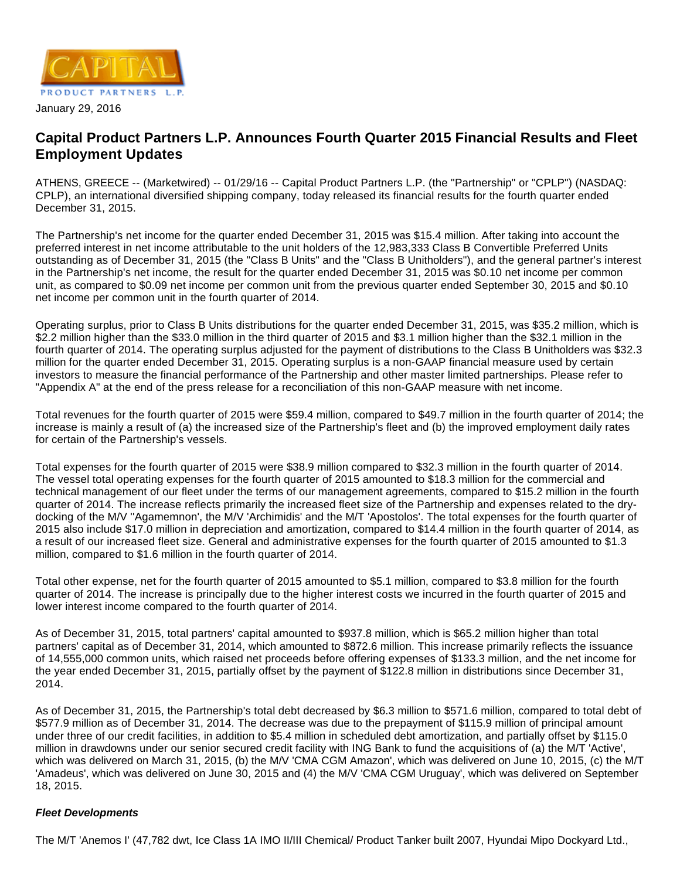CAPITAL PRODUCT PARTNERS L.P.

January 29, 2016

## Capital Product Partners L.P. Announces Fourth Quarter 2015 Financial Results and Fleet Employment Updates

ATHENS, GREECE -- (Marketwired) -- 01/29/16 -- Capital Product Partners L.P. (the "Partnership" or "CPLP") (NASDAQ: CPLP), an international diversified shipping company, today released its financial results for the fourth quarter ended December 31, 2015.

The Partnership's net income for the quarter ended December 31, 2015 was $15.4 million. After taking into account the preferred interest in net income attributable to the unit holders of the 12,983,333 Class B Convertible Preferred Units outstanding as of December 31, 2015 (the "Class B Units" and the "Class B Unitholders"), and the general partner's interest in the Partnership's net income, the result for the quarter ended December 31, 2015 was $0.10 net income per common unit, as compared to $0.09 net income per common unit from the previous quarter ended September 30, 2015 and $0.10 net income per common unit in the fourth quarter of 2014.

Operating surplus, prior to Class B Units distributions for the quarter ended December 31, 2015, was $35.2 million, which is $2.2 million higher than the $33.0 million in the third quarter of 2015 and $3.1 million higher than the $32.1 million in the fourth quarter of 2014. The operating surplus adjusted for the payment of distributions to the Class B Unitholders was $32.3 million for the quarter ended December 31, 2015. Operating surplus is a non-GAAP financial measure used by certain investors to measure the financial performance of the Partnership and other master limited partnerships. Please refer to "Appendix A" at the end of the press release for a reconciliation of this non-GAAP measure with net income.

Total revenues for the fourth quarter of 2015 were $59.4 million, compared to $49.7 million in the fourth quarter of 2014; the increase is mainly a result of (a) the increased size of the Partnership's fleet and (b) the improved employment daily rates for certain of the Partnership's vessels.

Total expenses for the fourth quarter of 2015 were $38.9 million compared to $32.3 million in the fourth quarter of 2014. The vessel total operating expenses for the fourth quarter of 2015 amounted to $18.3 million for the commercial and technical management of our fleet under the terms of our management agreements, compared to $15.2 million in the fourth quarter of 2014. The increase reflects primarily the increased fleet size of the Partnership and expenses related to the dry-docking of the M/V ''Agamemnon', the M/V 'Archimidis' and the M/T 'Apostolos'. The total expenses for the fourth quarter of 2015 also include $17.0 million in depreciation and amortization, compared to $14.4 million in the fourth quarter of 2014, as a result of our increased fleet size. General and administrative expenses for the fourth quarter of 2015 amounted to $1.3 million, compared to $1.6 million in the fourth quarter of 2014.

Total other expense, net for the fourth quarter of 2015 amounted to $5.1 million, compared to $3.8 million for the fourth quarter of 2014. The increase is principally due to the higher interest costs we incurred in the fourth quarter of 2015 and lower interest income compared to the fourth quarter of 2014.

As of December 31, 2015, total partners' capital amounted to $937.8 million, which is $65.2 million higher than total partners' capital as of December 31, 2014, which amounted to $872.6 million. This increase primarily reflects the issuance of 14,555,000 common units, which raised net proceeds before offering expenses of $133.3 million, and the net income for the year ended December 31, 2015, partially offset by the payment of $122.8 million in distributions since December 31, 2014.

As of December 31, 2015, the Partnership's total debt decreased by $6.3 million to $571.6 million, compared to total debt of $577.9 million as of December 31, 2014. The decrease was due to the prepayment of $115.9 million of principal amount under three of our credit facilities, in addition to $5.4 million in scheduled debt amortization, and partially offset by $115.0 million in drawdowns under our senior secured credit facility with ING Bank to fund the acquisitions of (a) the M/T 'Active', which was delivered on March 31, 2015, (b) the M/V 'CMA CGM Amazon', which was delivered on June 10, 2015, (c) the M/T 'Amadeus', which was delivered on June 30, 2015 and (4) the M/V 'CMA CGM Uruguay', which was delivered on September 18, 2015.

***Fleet Developments***

The M/T 'Anemos I' (47,782 dwt, Ice Class 1A IMO II/III Chemical/ Product Tanker built 2007, Hyundai Mipo Dockyard Ltd.,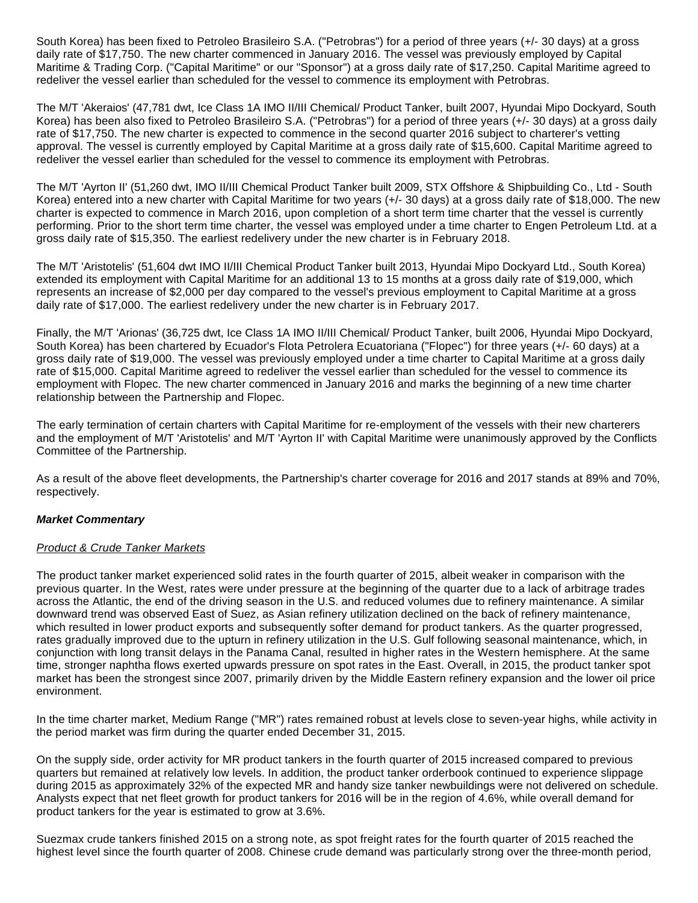South Korea) has been fixed to Petroleo Brasileiro S.A. ("Petrobras") for a period of three years (+/- 30 days) at a gross daily rate of $17,750. The new charter commenced in January 2016. The vessel was previously employed by Capital Maritime & Trading Corp. ("Capital Maritime" or our "Sponsor") at a gross daily rate of $17,250. Capital Maritime agreed to redeliver the vessel earlier than scheduled for the vessel to commence its employment with Petrobras.

The M/T 'Akeraios' (47,781 dwt, Ice Class 1A IMO II/III Chemical/ Product Tanker, built 2007, Hyundai Mipo Dockyard, South Korea) has been also fixed to Petroleo Brasileiro S.A. ("Petrobras") for a period of three years (+/- 30 days) at a gross daily rate of $17,750. The new charter is expected to commence in the second quarter 2016 subject to charterer's vetting approval. The vessel is currently employed by Capital Maritime at a gross daily rate of $15,600. Capital Maritime agreed to redeliver the vessel earlier than scheduled for the vessel to commence its employment with Petrobras.

The M/T 'Ayrton II' (51,260 dwt, IMO II/III Chemical Product Tanker built 2009, STX Offshore & Shipbuilding Co., Ltd - South Korea) entered into a new charter with Capital Maritime for two years (+/- 30 days) at a gross daily rate of $18,000. The new charter is expected to commence in March 2016, upon completion of a short term time charter that the vessel is currently performing. Prior to the short term time charter, the vessel was employed under a time charter to Engen Petroleum Ltd. at a gross daily rate of $15,350. The earliest redelivery under the new charter is in February 2018.

The M/T 'Aristotelis' (51,604 dwt IMO II/III Chemical Product Tanker built 2013, Hyundai Mipo Dockyard Ltd., South Korea) extended its employment with Capital Maritime for an additional 13 to 15 months at a gross daily rate of $19,000, which represents an increase of $2,000 per day compared to the vessel's previous employment to Capital Maritime at a gross daily rate of $17,000. The earliest redelivery under the new charter is in February 2017.

Finally, the M/T 'Arionas' (36,725 dwt, Ice Class 1A IMO II/III Chemical/ Product Tanker, built 2006, Hyundai Mipo Dockyard, South Korea) has been chartered by Ecuador's Flota Petrolera Ecuatoriana ("Flopec") for three years (+/- 60 days) at a gross daily rate of $19,000. The vessel was previously employed under a time charter to Capital Maritime at a gross daily rate of $15,000. Capital Maritime agreed to redeliver the vessel earlier than scheduled for the vessel to commence its employment with Flopec. The new charter commenced in January 2016 and marks the beginning of a new time charter relationship between the Partnership and Flopec.

The early termination of certain charters with Capital Maritime for re-employment of the vessels with their new charterers and the employment of M/T 'Aristotelis' and M/T 'Ayrton II' with Capital Maritime were unanimously approved by the Conflicts Committee of the Partnership.

As a result of the above fleet developments, the Partnership's charter coverage for 2016 and 2017 stands at 89% and 70%, respectively.

***Market Commentary***

<u>Product & Crude Tanker Markets</u>

The product tanker market experienced solid rates in the fourth quarter of 2015, albeit weaker in comparison with the previous quarter. In the West, rates were under pressure at the beginning of the quarter due to a lack of arbitrage trades across the Atlantic, the end of the driving season in the U.S. and reduced volumes due to refinery maintenance. A similar downward trend was observed East of Suez, as Asian refinery utilization declined on the back of refinery maintenance, which resulted in lower product exports and subsequently softer demand for product tankers. As the quarter progressed, rates gradually improved due to the upturn in refinery utilization in the U.S. Gulf following seasonal maintenance, which, in conjunction with long transit delays in the Panama Canal, resulted in higher rates in the Western hemisphere. At the same time, stronger naphtha flows exerted upwards pressure on spot rates in the East. Overall, in 2015, the product tanker spot market has been the strongest since 2007, primarily driven by the Middle Eastern refinery expansion and the lower oil price environment.

In the time charter market, Medium Range ("MR") rates remained robust at levels close to seven-year highs, while activity in the period market was firm during the quarter ended December 31, 2015.

On the supply side, order activity for MR product tankers in the fourth quarter of 2015 increased compared to previous quarters but remained at relatively low levels. In addition, the product tanker orderbook continued to experience slippage during 2015 as approximately 32% of the expected MR and handy size tanker newbuildings were not delivered on schedule. Analysts expect that net fleet growth for product tankers for 2016 will be in the region of 4.6%, while overall demand for product tankers for the year is estimated to grow at 3.6%.

Suezmax crude tankers finished 2015 on a strong note, as spot freight rates for the fourth quarter of 2015 reached the highest level since the fourth quarter of 2008. Chinese crude demand was particularly strong over the three-month period,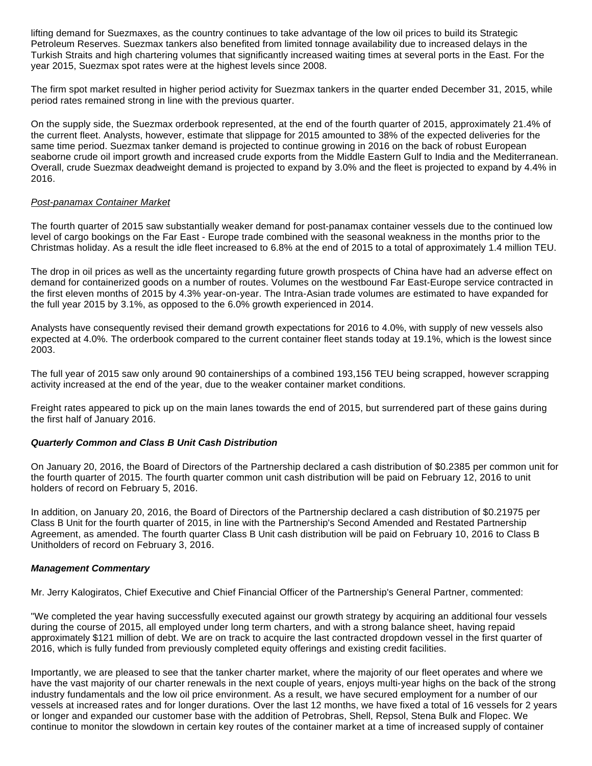lifting demand for Suezmaxes, as the country continues to take advantage of the low oil prices to build its Strategic Petroleum Reserves. Suezmax tankers also benefited from limited tonnage availability due to increased delays in the Turkish Straits and high chartering volumes that significantly increased waiting times at several ports in the East. For the year 2015, Suezmax spot rates were at the highest levels since 2008.

The firm spot market resulted in higher period activity for Suezmax tankers in the quarter ended December 31, 2015, while period rates remained strong in line with the previous quarter.

On the supply side, the Suezmax orderbook represented, at the end of the fourth quarter of 2015, approximately 21.4% of the current fleet. Analysts, however, estimate that slippage for 2015 amounted to 38% of the expected deliveries for the same time period. Suezmax tanker demand is projected to continue growing in 2016 on the back of robust European seaborne crude oil import growth and increased crude exports from the Middle Eastern Gulf to India and the Mediterranean. Overall, crude Suezmax deadweight demand is projected to expand by 3.0% and the fleet is projected to expand by 4.4% in 2016.

*Post-panamax Container Market*

The fourth quarter of 2015 saw substantially weaker demand for post-panamax container vessels due to the continued low level of cargo bookings on the Far East - Europe trade combined with the seasonal weakness in the months prior to the Christmas holiday. As a result the idle fleet increased to 6.8% at the end of 2015 to a total of approximately 1.4 million TEU.

The drop in oil prices as well as the uncertainty regarding future growth prospects of China have had an adverse effect on demand for containerized goods on a number of routes. Volumes on the westbound Far East-Europe service contracted in the first eleven months of 2015 by 4.3% year-on-year. The Intra-Asian trade volumes are estimated to have expanded for the full year 2015 by 3.1%, as opposed to the 6.0% growth experienced in 2014.

Analysts have consequently revised their demand growth expectations for 2016 to 4.0%, with supply of new vessels also expected at 4.0%. The orderbook compared to the current container fleet stands today at 19.1%, which is the lowest since 2003.

The full year of 2015 saw only around 90 containerships of a combined 193,156 TEU being scrapped, however scrapping activity increased at the end of the year, due to the weaker container market conditions.

Freight rates appeared to pick up on the main lanes towards the end of 2015, but surrendered part of these gains during the first half of January 2016.

***Quarterly Common and Class B Unit Cash Distribution***

On January 20, 2016, the Board of Directors of the Partnership declared a cash distribution of $0.2385 per common unit for the fourth quarter of 2015. The fourth quarter common unit cash distribution will be paid on February 12, 2016 to unit holders of record on February 5, 2016.

In addition, on January 20, 2016, the Board of Directors of the Partnership declared a cash distribution of $0.21975 per Class B Unit for the fourth quarter of 2015, in line with the Partnership's Second Amended and Restated Partnership Agreement, as amended. The fourth quarter Class B Unit cash distribution will be paid on February 10, 2016 to Class B Unitholders of record on February 3, 2016.

***Management Commentary***

Mr. Jerry Kalogiratos, Chief Executive and Chief Financial Officer of the Partnership's General Partner, commented:

"We completed the year having successfully executed against our growth strategy by acquiring an additional four vessels during the course of 2015, all employed under long term charters, and with a strong balance sheet, having repaid approximately $121 million of debt. We are on track to acquire the last contracted dropdown vessel in the first quarter of 2016, which is fully funded from previously completed equity offerings and existing credit facilities.

Importantly, we are pleased to see that the tanker charter market, where the majority of our fleet operates and where we have the vast majority of our charter renewals in the next couple of years, enjoys multi-year highs on the back of the strong industry fundamentals and the low oil price environment. As a result, we have secured employment for a number of our vessels at increased rates and for longer durations. Over the last 12 months, we have fixed a total of 16 vessels for 2 years or longer and expanded our customer base with the addition of Petrobras, Shell, Repsol, Stena Bulk and Flopec. We continue to monitor the slowdown in certain key routes of the container market at a time of increased supply of container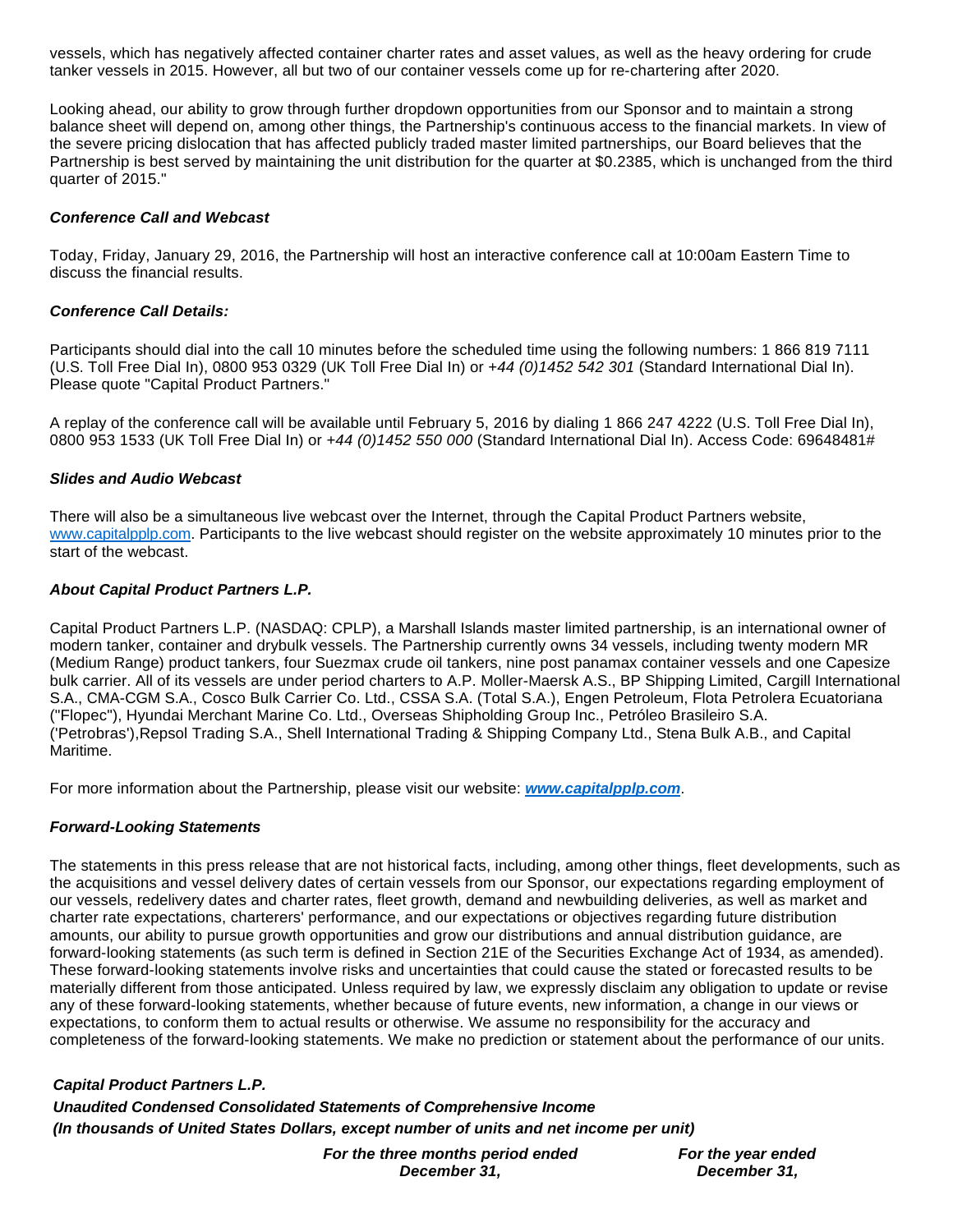vessels, which has negatively affected container charter rates and asset values, as well as the heavy ordering for crude tanker vessels in 2015. However, all but two of our container vessels come up for re-chartering after 2020.

Looking ahead, our ability to grow through further dropdown opportunities from our Sponsor and to maintain a strong balance sheet will depend on, among other things, the Partnership's continuous access to the financial markets. In view of the severe pricing dislocation that has affected publicly traded master limited partnerships, our Board believes that the Partnership is best served by maintaining the unit distribution for the quarter at $0.2385, which is unchanged from the third quarter of 2015."

***Conference Call and Webcast***

Today, Friday, January 29, 2016, the Partnership will host an interactive conference call at 10:00am Eastern Time to discuss the financial results.

***Conference Call Details:***

Participants should dial into the call 10 minutes before the scheduled time using the following numbers: 1 866 819 7111 (U.S. Toll Free Dial In), 0800 953 0329 (UK Toll Free Dial In) or *+44 (0)1452 542 301* (Standard International Dial In). Please quote "Capital Product Partners."

A replay of the conference call will be available until February 5, 2016 by dialing 1 866 247 4222 (U.S. Toll Free Dial In), 0800 953 1533 (UK Toll Free Dial In) or *+44 (0)1452 550 000* (Standard International Dial In). Access Code: 69648481#

***Slides and Audio Webcast***

There will also be a simultaneous live webcast over the Internet, through the Capital Product Partners website, www.capitalpplp.com. Participants to the live webcast should register on the website approximately 10 minutes prior to the start of the webcast.

***About Capital Product Partners L.P.***

Capital Product Partners L.P. (NASDAQ: CPLP), a Marshall Islands master limited partnership, is an international owner of modern tanker, container and drybulk vessels. The Partnership currently owns 34 vessels, including twenty modern MR (Medium Range) product tankers, four Suezmax crude oil tankers, nine post panamax container vessels and one Capesize bulk carrier. All of its vessels are under period charters to A.P. Moller-Maersk A.S., BP Shipping Limited, Cargill International S.A., CMA-CGM S.A., Cosco Bulk Carrier Co. Ltd., CSSA S.A. (Total S.A.), Engen Petroleum, Flota Petrolera Ecuatoriana ("Flopec"), Hyundai Merchant Marine Co. Ltd., Overseas Shipholding Group Inc., Petróleo Brasileiro S.A. ('Petrobras'),Repsol Trading S.A., Shell International Trading & Shipping Company Ltd., Stena Bulk A.B., and Capital Maritime.

For more information about the Partnership, please visit our website: ***www.capitalpplp.com***.

***Forward-Looking Statements***

The statements in this press release that are not historical facts, including, among other things, fleet developments, such as the acquisitions and vessel delivery dates of certain vessels from our Sponsor, our expectations regarding employment of our vessels, redelivery dates and charter rates, fleet growth, demand and newbuilding deliveries, as well as market and charter rate expectations, charterers' performance, and our expectations or objectives regarding future distribution amounts, our ability to pursue growth opportunities and grow our distributions and annual distribution guidance, are forward-looking statements (as such term is defined in Section 21E of the Securities Exchange Act of 1934, as amended). These forward-looking statements involve risks and uncertainties that could cause the stated or forecasted results to be materially different from those anticipated. Unless required by law, we expressly disclaim any obligation to update or revise any of these forward-looking statements, whether because of future events, new information, a change in our views or expectations, to conform them to actual results or otherwise. We assume no responsibility for the accuracy and completeness of the forward-looking statements. We make no prediction or statement about the performance of our units.

***Capital Product Partners L.P.***
***Unaudited Condensed Consolidated Statements of Comprehensive Income***
***(In thousands of United States Dollars, except number of units and net income per unit)***

| | *For the three months period ended December 31,* | *For the year ended December 31,* |
|---|---|---|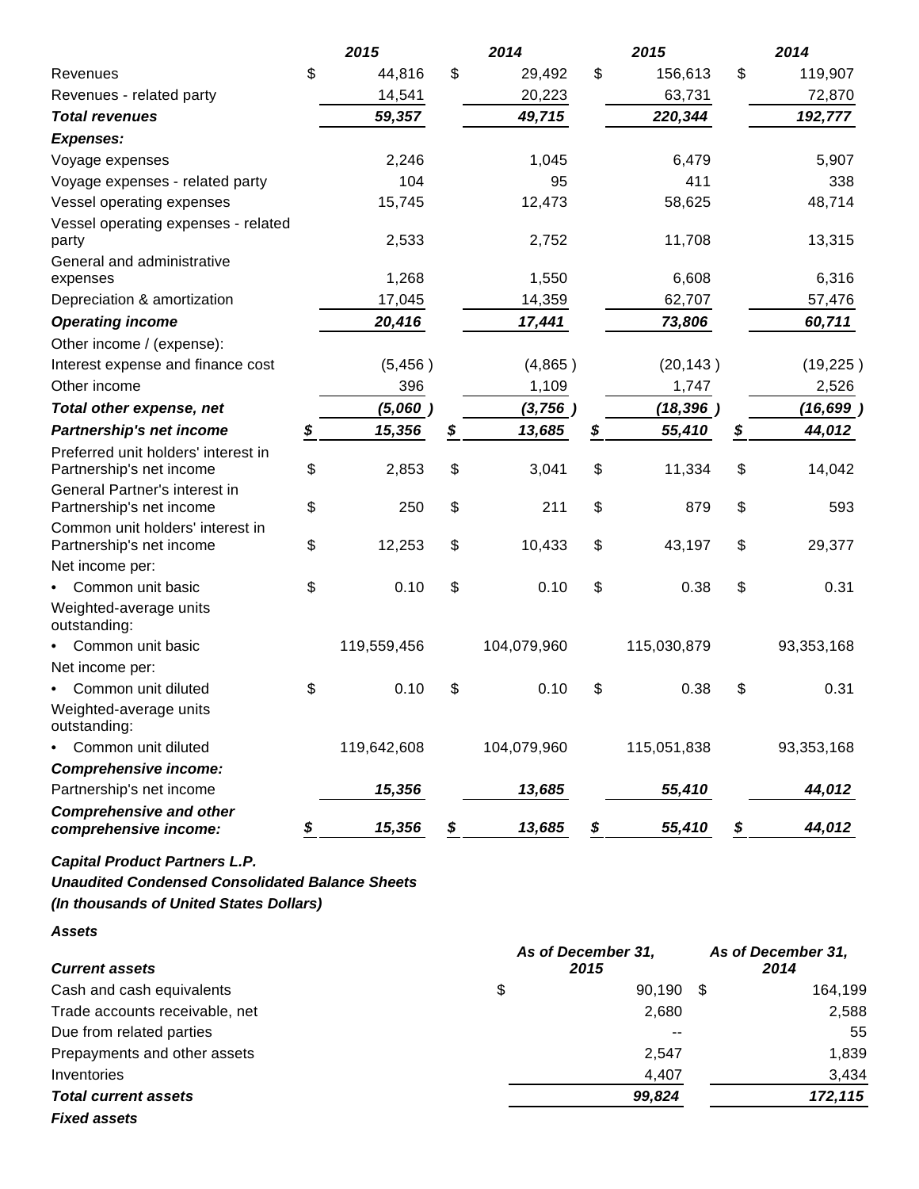| | 2015 | 2014 | 2015 | 2014 |
|---|---|---|---|---|
| Revenues | $ 44,816 | $ 29,492 | $ 156,613 | $ 119,907 |
| Revenues - related party | 14,541 | 20,223 | 63,731 | 72,870 |
| ***Total revenues*** | ***59,357*** | ***49,715*** | ***220,344*** | ***192,777*** |
| ***Expenses:*** | | | | |
| Voyage expenses | 2,246 | 1,045 | 6,479 | 5,907 |
| Voyage expenses - related party | 104 | 95 | 411 | 338 |
| Vessel operating expenses | 15,745 | 12,473 | 58,625 | 48,714 |
| Vessel operating expenses - related party | 2,533 | 2,752 | 11,708 | 13,315 |
| General and administrative expenses | 1,268 | 1,550 | 6,608 | 6,316 |
| Depreciation & amortization | 17,045 | 14,359 | 62,707 | 57,476 |
| ***Operating income*** | ***20,416*** | ***17,441*** | ***73,806*** | ***60,711*** |
| Other income / (expense): | | | | |
| Interest expense and finance cost | (5,456 ) | (4,865 ) | (20,143 ) | (19,225 ) |
| Other income | 396 | 1,109 | 1,747 | 2,526 |
| ***Total other expense, net*** | ***(5,060 )*** | ***(3,756 )*** | ***(18,396 )*** | ***(16,699 )*** |
| ***Partnership's net income*** | ***$ 15,356*** | ***$ 13,685*** | ***$ 55,410*** | ***$ 44,012*** |
| Preferred unit holders' interest in Partnership's net income | $ 2,853 | $ 3,041 | $ 11,334 | $ 14,042 |
| General Partner's interest in Partnership's net income | $ 250 | $ 211 | $ 879 | $ 593 |
| Common unit holders' interest in Partnership's net income | $ 12,253 | $ 10,433 | $ 43,197 | $ 29,377 |
| Net income per: | | | | |
| • Common unit basic | $ 0.10 | $ 0.10 | $ 0.38 | $ 0.31 |
| Weighted-average units outstanding: | | | | |
| • Common unit basic | 119,559,456 | 104,079,960 | 115,030,879 | 93,353,168 |
| Net income per: | | | | |
| • Common unit diluted | $ 0.10 | $ 0.10 | $ 0.38 | $ 0.31 |
| Weighted-average units outstanding: | | | | |
| • Common unit diluted | 119,642,608 | 104,079,960 | 115,051,838 | 93,353,168 |
| ***Comprehensive income:*** | | | | |
| Partnership's net income | ***15,356*** | ***13,685*** | ***55,410*** | ***44,012*** |
| ***Comprehensive and other comprehensive income:*** | ***$ 15,356*** | ***$ 13,685*** | ***$ 55,410*** | ***$ 44,012*** |

***Capital Product Partners L.P.***
***Unaudited Condensed Consolidated Balance Sheets***
***(In thousands of United States Dollars)***

***Assets***

| ***Current assets*** | ***As of December 31, 2015*** | ***As of December 31, 2014*** |
|---|---|---|
| Cash and cash equivalents | $ 90,190 | $ 164,199 |
| Trade accounts receivable, net | 2,680 | 2,588 |
| Due from related parties | -- | 55 |
| Prepayments and other assets | 2,547 | 1,839 |
| Inventories | 4,407 | 3,434 |
| ***Total current assets*** | ***99,824*** | ***172,115*** |
| ***Fixed assets*** | | |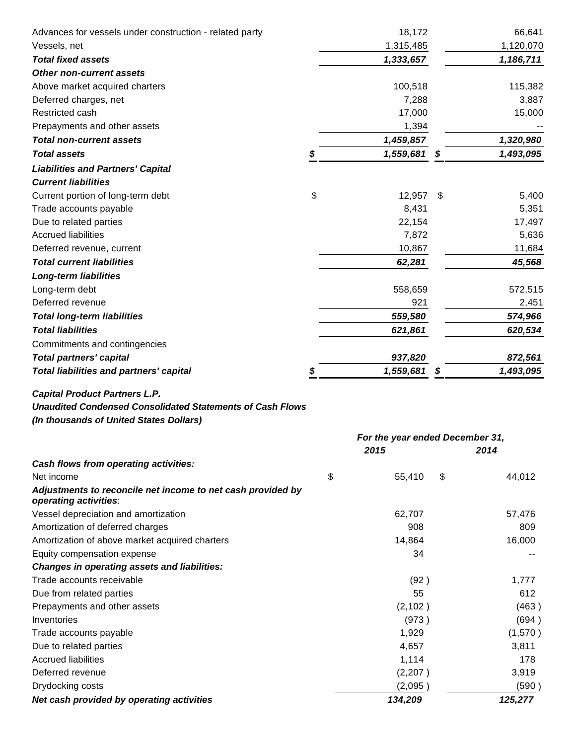| | | |
|---|---|---|
| Advances for vessels under construction - related party | 18,172 | 66,641 |
| Vessels, net | 1,315,485 | 1,120,070 |
| ***Total fixed assets*** | ***1,333,657*** | ***1,186,711*** |
| ***Other non-current assets*** | | |
| Above market acquired charters | 100,518 | 115,382 |
| Deferred charges, net | 7,288 | 3,887 |
| Restricted cash | 17,000 | 15,000 |
| Prepayments and other assets | 1,394 | -- |
| ***Total non-current assets*** | ***1,459,857*** | ***1,320,980*** |
| ***Total assets*** | ***$ 1,559,681*** | ***$ 1,493,095*** |
| ***Liabilities and Partners' Capital*** | | |
| ***Current liabilities*** | | |
| Current portion of long-term debt | $ 12,957 | $ 5,400 |
| Trade accounts payable | 8,431 | 5,351 |
| Due to related parties | 22,154 | 17,497 |
| Accrued liabilities | 7,872 | 5,636 |
| Deferred revenue, current | 10,867 | 11,684 |
| ***Total current liabilities*** | ***62,281*** | ***45,568*** |
| ***Long-term liabilities*** | | |
| Long-term debt | 558,659 | 572,515 |
| Deferred revenue | 921 | 2,451 |
| ***Total long-term liabilities*** | ***559,580*** | ***574,966*** |
| ***Total liabilities*** | ***621,861*** | ***620,534*** |
| Commitments and contingencies | | |
| ***Total partners' capital*** | ***937,820*** | ***872,561*** |
| ***Total liabilities and partners' capital*** | ***$ 1,559,681*** | ***$ 1,493,095*** |

***Capital Product Partners L.P.***
***Unaudited Condensed Consolidated Statements of Cash Flows***
***(In thousands of United States Dollars)***

| | ***For the year ended December 31,*** | |
|---|---|---|
| | ***2015*** | ***2014*** |
| ***Cash flows from operating activities:*** | | |
| Net income | $ 55,410 | $ 44,012 |
| ***Adjustments to reconcile net income to net cash provided by operating activities***: | | |
| Vessel depreciation and amortization | 62,707 | 57,476 |
| Amortization of deferred charges | 908 | 809 |
| Amortization of above market acquired charters | 14,864 | 16,000 |
| Equity compensation expense | 34 | -- |
| ***Changes in operating assets and liabilities:*** | | |
| Trade accounts receivable | (92 ) | 1,777 |
| Due from related parties | 55 | 612 |
| Prepayments and other assets | (2,102 ) | (463 ) |
| Inventories | (973 ) | (694 ) |
| Trade accounts payable | 1,929 | (1,570 ) |
| Due to related parties | 4,657 | 3,811 |
| Accrued liabilities | 1,114 | 178 |
| Deferred revenue | (2,207 ) | 3,919 |
| Drydocking costs | (2,095 ) | (590 ) |
| ***Net cash provided by operating activities*** | ***134,209*** | ***125,277*** |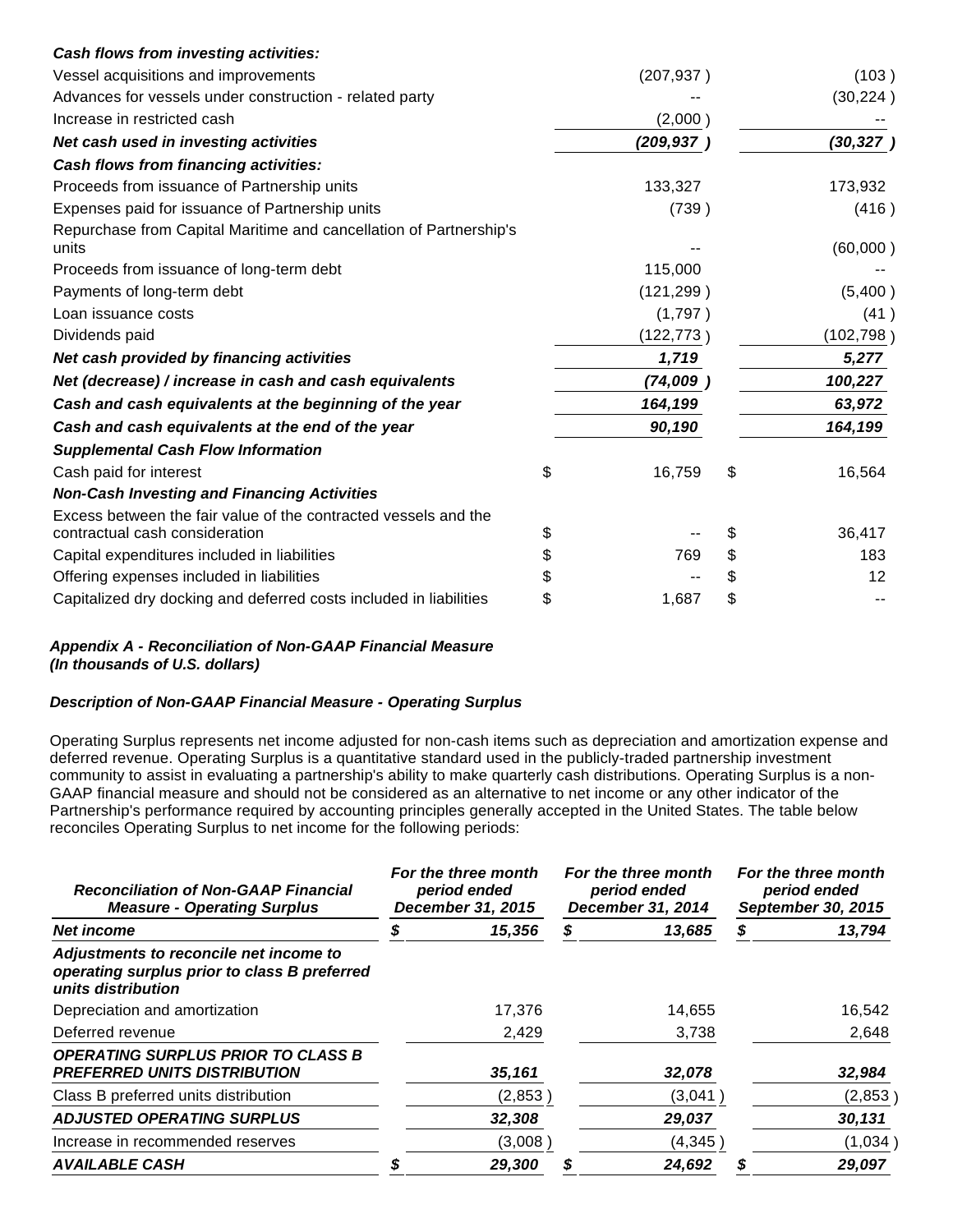| | | |
|---|---|---|
| ***Cash flows from investing activities:*** | | |
| Vessel acquisitions and improvements | (207,937 ) | (103 ) |
| Advances for vessels under construction - related party | -- | (30,224 ) |
| Increase in restricted cash | (2,000 ) | -- |
| ***Net cash used in investing activities*** | ***(209,937 )*** | ***(30,327 )*** |
| ***Cash flows from financing activities:*** | | |
| Proceeds from issuance of Partnership units | 133,327 | 173,932 |
| Expenses paid for issuance of Partnership units | (739 ) | (416 ) |
| Repurchase from Capital Maritime and cancellation of Partnership's units | -- | (60,000 ) |
| Proceeds from issuance of long-term debt | 115,000 | -- |
| Payments of long-term debt | (121,299 ) | (5,400 ) |
| Loan issuance costs | (1,797 ) | (41 ) |
| Dividends paid | (122,773 ) | (102,798 ) |
| ***Net cash provided by financing activities*** | ***1,719*** | ***5,277*** |
| ***Net (decrease) / increase in cash and cash equivalents*** | ***(74,009 )*** | ***100,227*** |
| ***Cash and cash equivalents at the beginning of the year*** | ***164,199*** | ***63,972*** |
| ***Cash and cash equivalents at the end of the year*** | ***90,190*** | ***164,199*** |
| ***Supplemental Cash Flow Information*** | | |
| Cash paid for interest | $ 16,759 | $ 16,564 |
| ***Non-Cash Investing and Financing Activities*** | | |
| Excess between the fair value of the contracted vessels and the contractual cash consideration | $ -- | $ 36,417 |
| Capital expenditures included in liabilities | $ 769 | $ 183 |
| Offering expenses included in liabilities | $ -- | $ 12 |
| Capitalized dry docking and deferred costs included in liabilities | $ 1,687 | $ -- |

***Appendix A - Reconciliation of Non-GAAP Financial Measure***
***(In thousands of U.S. dollars)***

***Description of Non-GAAP Financial Measure - Operating Surplus***

Operating Surplus represents net income adjusted for non-cash items such as depreciation and amortization expense and deferred revenue. Operating Surplus is a quantitative standard used in the publicly-traded partnership investment community to assist in evaluating a partnership's ability to make quarterly cash distributions. Operating Surplus is a non-GAAP financial measure and should not be considered as an alternative to net income or any other indicator of the Partnership's performance required by accounting principles generally accepted in the United States. The table below reconciles Operating Surplus to net income for the following periods:

| ***Reconciliation of Non-GAAP Financial Measure - Operating Surplus*** | ***For the three month period ended December 31, 2015*** | ***For the three month period ended December 31, 2014*** | ***For the three month period ended September 30, 2015*** |
|---|---|---|---|
| ***Net income*** | ***$ 15,356*** | ***$ 13,685*** | ***$ 13,794*** |
| ***Adjustments to reconcile net income to operating surplus prior to class B preferred units distribution*** | | | |
| Depreciation and amortization | 17,376 | 14,655 | 16,542 |
| Deferred revenue | 2,429 | 3,738 | 2,648 |
| ***OPERATING SURPLUS PRIOR TO CLASS B PREFERRED UNITS DISTRIBUTION*** | ***35,161*** | ***32,078*** | ***32,984*** |
| Class B preferred units distribution | (2,853 ) | (3,041 ) | (2,853 ) |
| ***ADJUSTED OPERATING SURPLUS*** | ***32,308*** | ***29,037*** | ***30,131*** |
| Increase in recommended reserves | (3,008 ) | (4,345 ) | (1,034 ) |
| ***AVAILABLE CASH*** | ***$ 29,300*** | ***$ 24,692*** | ***$ 29,097*** |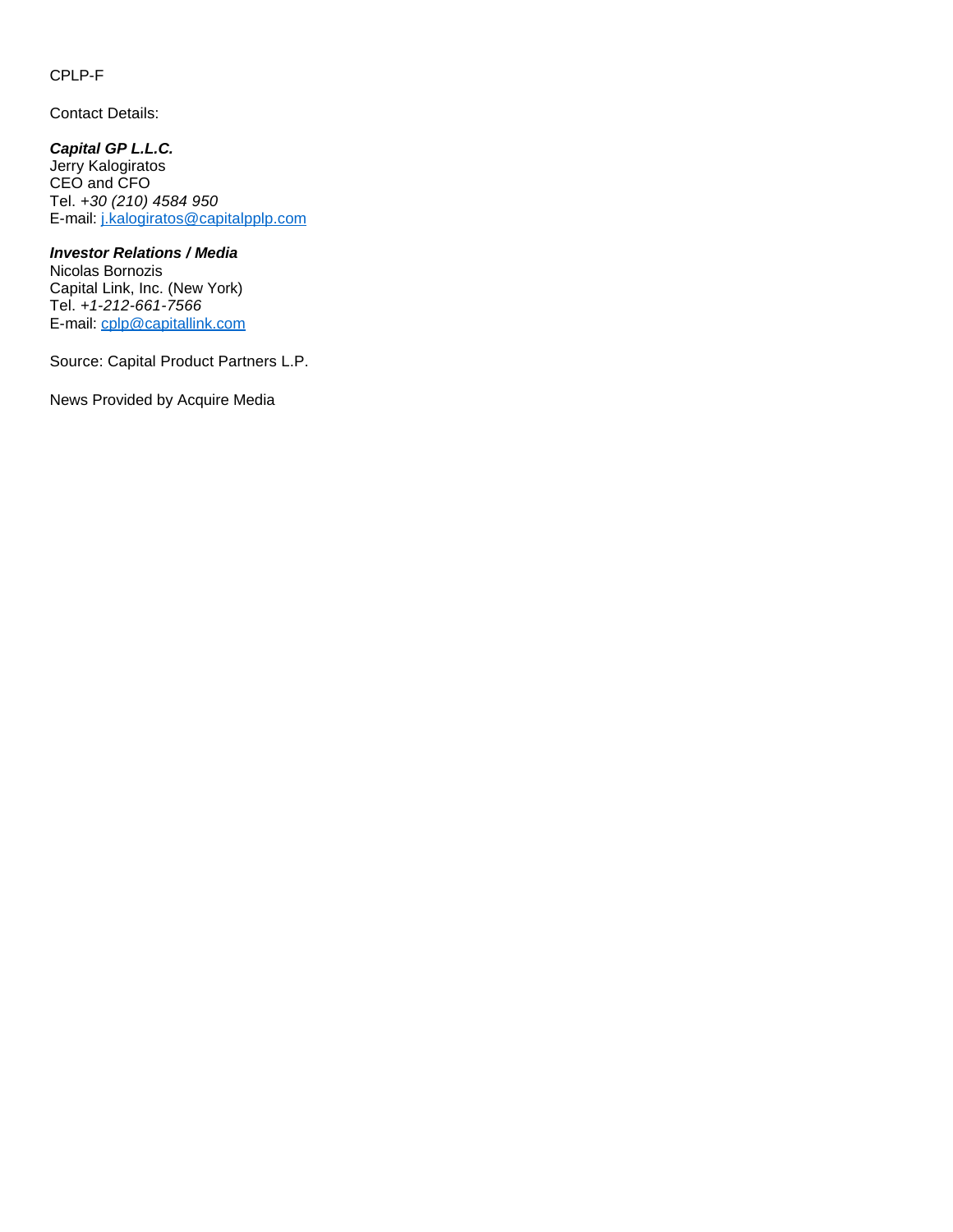CPLP-F

Contact Details:

***Capital GP L.L.C.***
Jerry Kalogiratos
CEO and CFO
Tel. *+30 (210) 4584 950*
E-mail: j.kalogiratos@capitalpplp.com

***Investor Relations / Media***
Nicolas Bornozis
Capital Link, Inc. (New York)
Tel. *+1-212-661-7566*
E-mail: cplp@capitallink.com

Source: Capital Product Partners L.P.

News Provided by Acquire Media